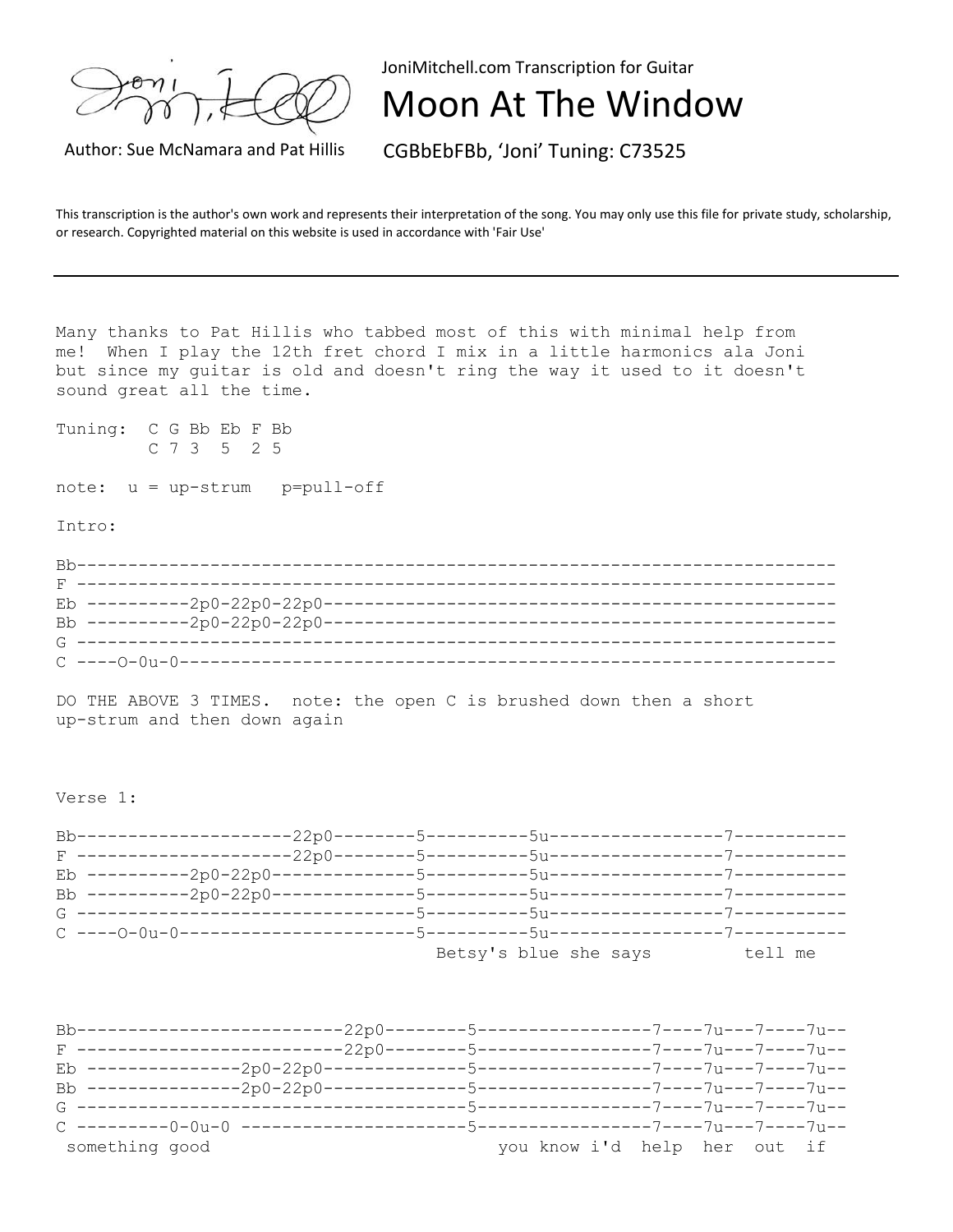JoniMitchell.com Transcription for Guitar

# Moon At The Window

Author: Sue McNamara and Pat Hillis

CGBbEbFBb, 'Joni' Tuning: C73525

This transcription is the author's own work and represents their interpretation of the song. You may only use this file for private study, scholarship, or research. Copyrighted material on this website is used in accordance with 'Fair Use'

---

```
Many thanks to Pat Hillis who tabbed most of this with minimal help from
me!  When I play the 12th fret chord I mix in a little harmonics ala Joni
but since my guitar is old and doesn't ring the way it used to it doesn't
sound great all the time.

Tuning:  C G Bb Eb F Bb
         C 7 3  5  2 5

note:  u = up-strum   p=pull-off

Intro:

Bb----------------------------------------------------------------------------
F ----------------------------------------------------------------------------
Eb ----------2p0-22p0-22p0----------------------------------------------------
Bb ----------2p0-22p0-22p0----------------------------------------------------
G ----------------------------------------------------------------------------
C ----O-0u-0------------------------------------------------------------------

DO THE ABOVE 3 TIMES.  note: the open C is brushed down then a short
up-strum and then down again



Verse 1:

Bb----------------------22p0--------5----------5u-----------------7-----------
F ----------------------22p0--------5----------5u-----------------7-----------
Eb ----------2p0-22p0--------------5----------5u-----------------7-----------
Bb ----------2p0-22p0--------------5----------5u-----------------7-----------
G ---------------------------------5----------5u-----------------7-----------
C ----O-0u-0-----------------------5----------5u-----------------7-----------
                                    Betsy's blue she says         tell me


Bb--------------------------22p0--------5-----------------7----7u---7----7u--
F --------------------------22p0--------5-----------------7----7u---7----7u--
Eb ---------------2p0-22p0--------------5-----------------7----7u---7----7u--
Bb ---------------2p0-22p0--------------5-----------------7----7u---7----7u--
G --------------------------------------5-----------------7----7u---7----7u--
C ---------0-0u-0 ----------------------5-----------------7----7u---7----7u--
 something good                            you know i'd  help  her  out  if
```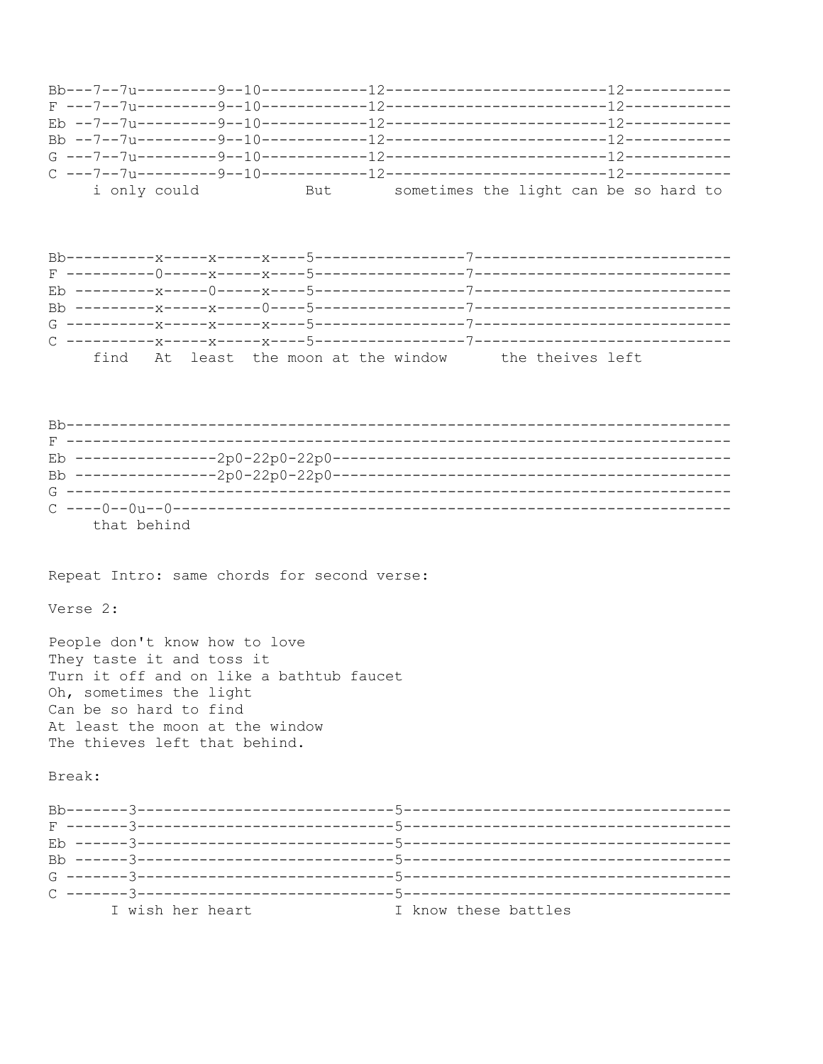```
Bb---7--7u---------9--10------------12------------------------12-----------
F ---7--7u---------9--10------------12------------------------12-----------
Eb --7--7u---------9--10------------12-------------------------12-----------
Bb --7--7u---------9--10------------12-------------------------12-----------
G ---7--7u---------9--10------------12-------------------------12-----------
C ---7--7u---------9--10------------12-------------------------12-----------
     i only could            But       sometimes the light can be so hard to
```

```
Bb----------x-----x-----x----5-----------------7----------------------------
F ----------0-----x-----x----5-----------------7----------------------------
Eb ---------x-----0-----x----5-----------------7----------------------------
Bb ---------x-----x-----0----5-----------------7----------------------------
G ----------x-----x-----x----5-----------------7----------------------------
C ----------x-----x-----x----5-----------------7----------------------------
     find   At  least  the moon at the window      the theives left
```

```
Bb--------------------------------------------------------------------------
F --------------------------------------------------------------------------
Eb ----------------2p0-22p0-22p0--------------------------------------------
Bb ----------------2p0-22p0-22p0--------------------------------------------
G --------------------------------------------------------------------------
C ----0--0u--0--------------------------------------------------------------
     that behind
```

Repeat Intro: same chords for second verse:

Verse 2:

People don't know how to love
They taste it and toss it
Turn it off and on like a bathtub faucet
Oh, sometimes the light
Can be so hard to find
At least the moon at the window
The thieves left that behind.

Break:

```
Bb-------3-----------------------------5------------------------------------
F -------3-----------------------------5------------------------------------
Eb ------3-----------------------------5------------------------------------
Bb ------3-----------------------------5------------------------------------
G -------3-----------------------------5------------------------------------
C -------3-----------------------------5------------------------------------
       I wish her heart                I know these battles
```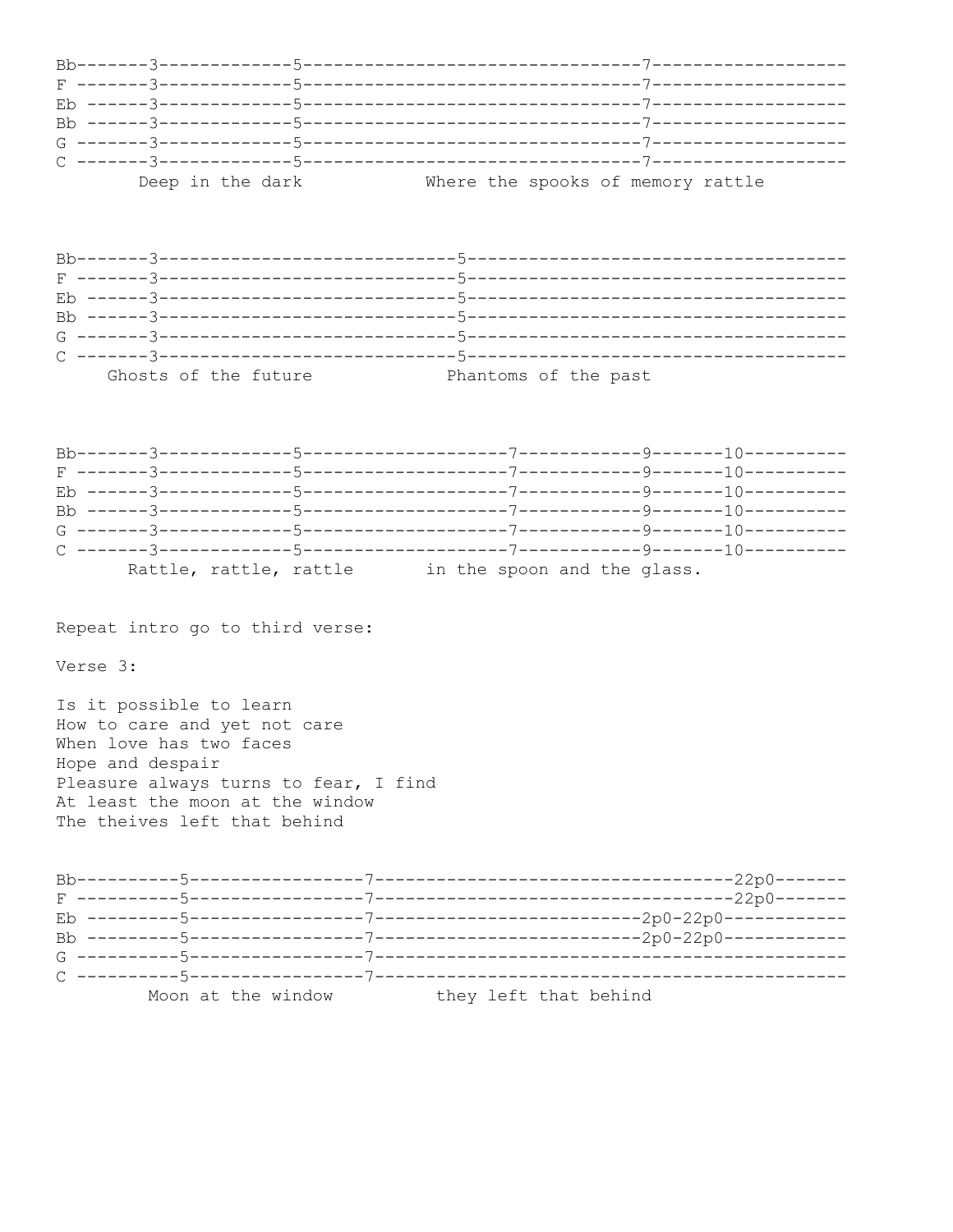```
Bb-------3-------------5---------------------------------7-------------------
F -------3-------------5---------------------------------7-------------------
Eb ------3-------------5---------------------------------7-------------------
Bb ------3-------------5---------------------------------7-------------------
G -------3-------------5---------------------------------7-------------------
C -------3-------------5---------------------------------7-------------------
        Deep in the dark           Where the spooks of memory rattle
```

```
Bb-------3-----------------------------5-------------------------------------
F -------3-----------------------------5-------------------------------------
Eb ------3-----------------------------5-------------------------------------
Bb ------3-----------------------------5-------------------------------------
G -------3-----------------------------5-------------------------------------
C -------3-----------------------------5-------------------------------------
     Ghosts of the future             Phantoms of the past
```

```
Bb-------3-------------5--------------------7------------9-------10----------
F -------3-------------5--------------------7------------9-------10----------
Eb ------3-------------5--------------------7------------9-------10----------
Bb ------3-------------5--------------------7------------9-------10----------
G -------3-------------5--------------------7------------9-------10----------
C -------3-------------5--------------------7------------9-------10----------
       Rattle, rattle, rattle       in the spoon and the glass.
```

Repeat intro go to third verse:

Verse 3:

Is it possible to learn
How to care and yet not care
When love has two faces
Hope and despair
Pleasure always turns to fear, I find
At least the moon at the window
The theives left that behind

```
Bb----------5-----------------7-----------------------------------22p0-------
F ----------5-----------------7-----------------------------------22p0-------
Eb ---------5-----------------7--------------------------2p0-22p0------------
Bb ---------5-----------------7--------------------------2p0-22p0------------
G ----------5-----------------7----------------------------------------------
C ----------5-----------------7----------------------------------------------
         Moon at the window          they left that behind
```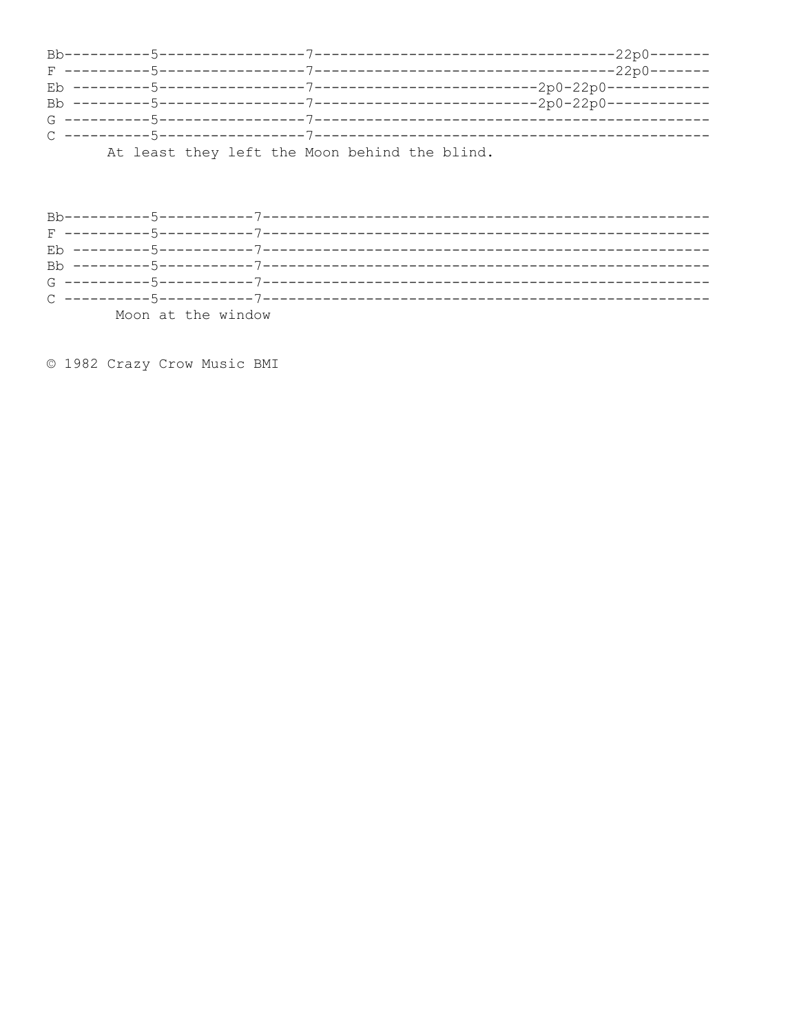```
Bb----------5-----------------7-----------------------------------22p0-------
F ----------5-----------------7-----------------------------------22p0-------
Eb ---------5-----------------7-------------------------2p0-22p0------------
Bb ---------5-----------------7-------------------------2p0-22p0------------
G ----------5-----------------7----------------------------------------------
C ----------5-----------------7----------------------------------------------
       At least they left the Moon behind the blind.
```

```
Bb----------5-----------7----------------------------------------------------
F ----------5-----------7----------------------------------------------------
Eb ---------5-----------7----------------------------------------------------
Bb ---------5-----------7----------------------------------------------------
G ----------5-----------7----------------------------------------------------
C ----------5-----------7----------------------------------------------------
        Moon at the window
```

© 1982 Crazy Crow Music BMI